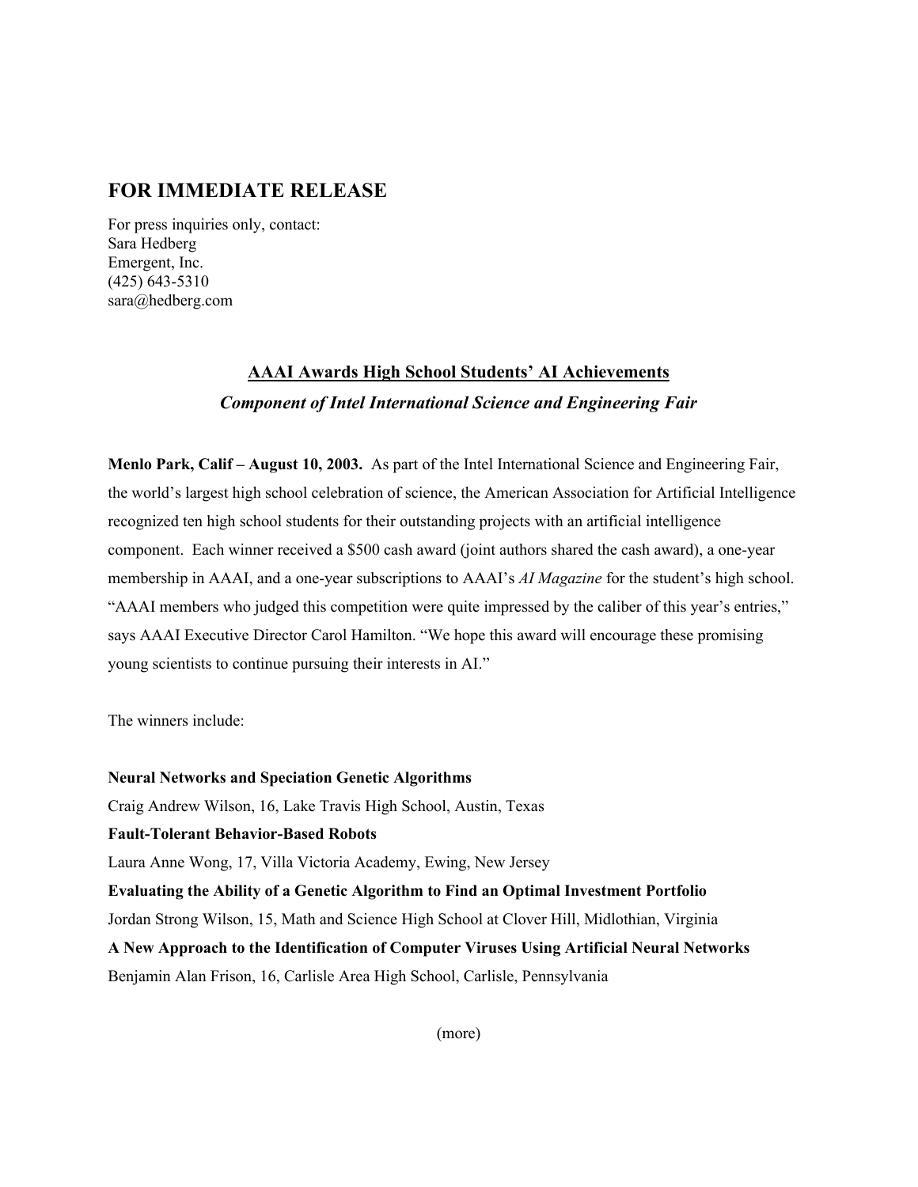## FOR IMMEDIATE RELEASE

For press inquiries only, contact:
Sara Hedberg
Emergent, Inc.
(425) 643-5310
sara@hedberg.com

### AAAI Awards High School Students' AI Achievements

***Component of Intel International Science and Engineering Fair***

**Menlo Park, Calif – August 10, 2003.** As part of the Intel International Science and Engineering Fair, the world's largest high school celebration of science, the American Association for Artificial Intelligence recognized ten high school students for their outstanding projects with an artificial intelligence component. Each winner received a $500 cash award (joint authors shared the cash award), a one-year membership in AAAI, and a one-year subscriptions to AAAI's *AI Magazine* for the student's high school. "AAAI members who judged this competition were quite impressed by the caliber of this year's entries," says AAAI Executive Director Carol Hamilton. "We hope this award will encourage these promising young scientists to continue pursuing their interests in AI."

The winners include:

**Neural Networks and Speciation Genetic Algorithms**
Craig Andrew Wilson, 16, Lake Travis High School, Austin, Texas

**Fault-Tolerant Behavior-Based Robots**
Laura Anne Wong, 17, Villa Victoria Academy, Ewing, New Jersey

**Evaluating the Ability of a Genetic Algorithm to Find an Optimal Investment Portfolio**
Jordan Strong Wilson, 15, Math and Science High School at Clover Hill, Midlothian, Virginia

**A New Approach to the Identification of Computer Viruses Using Artificial Neural Networks**
Benjamin Alan Frison, 16, Carlisle Area High School, Carlisle, Pennsylvania

(more)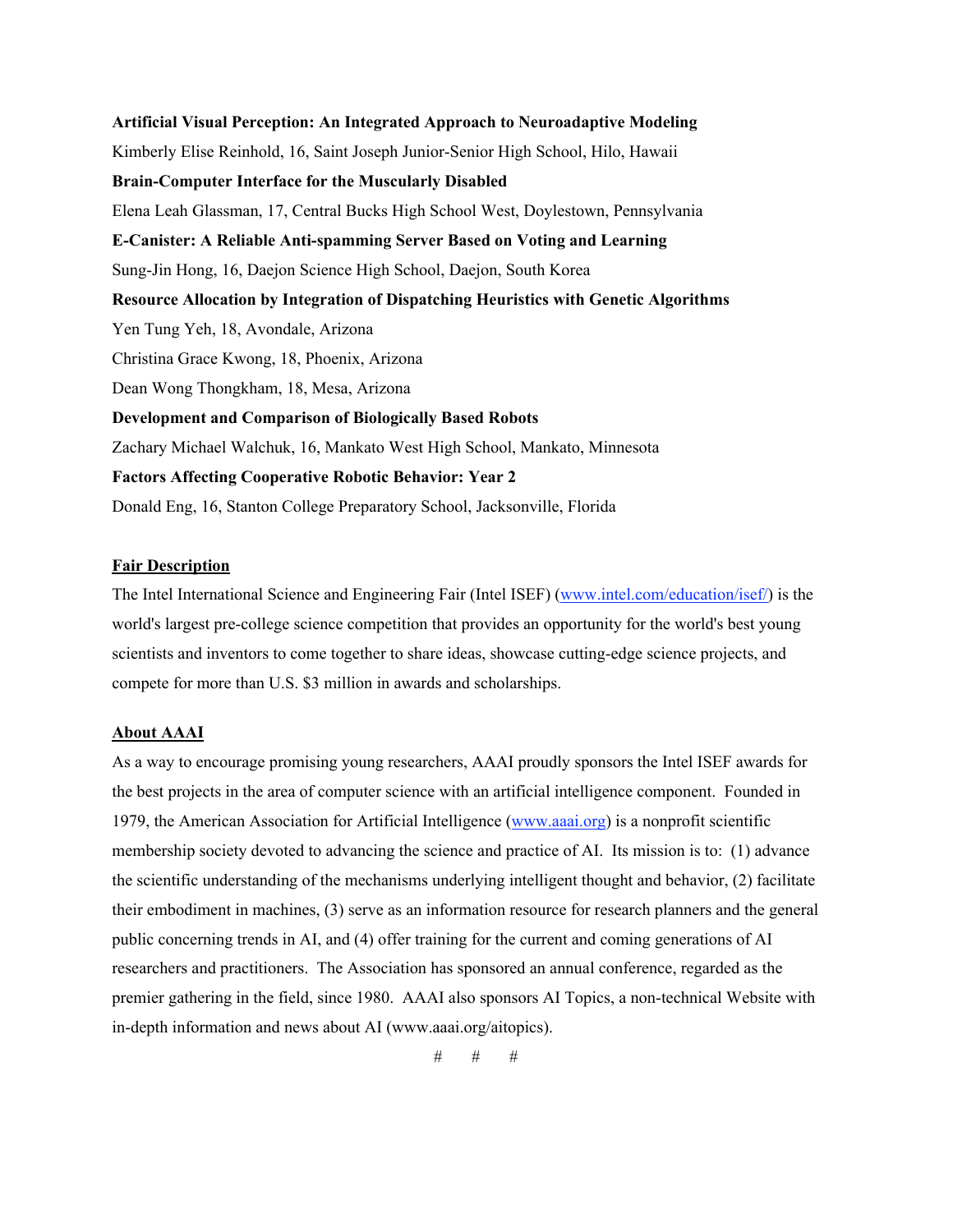**Artificial Visual Perception: An Integrated Approach to Neuroadaptive Modeling**

Kimberly Elise Reinhold, 16, Saint Joseph Junior-Senior High School, Hilo, Hawaii

**Brain-Computer Interface for the Muscularly Disabled**

Elena Leah Glassman, 17, Central Bucks High School West, Doylestown, Pennsylvania

**E-Canister: A Reliable Anti-spamming Server Based on Voting and Learning**

Sung-Jin Hong, 16, Daejon Science High School, Daejon, South Korea

**Resource Allocation by Integration of Dispatching Heuristics with Genetic Algorithms**

Yen Tung Yeh, 18, Avondale, Arizona

Christina Grace Kwong, 18, Phoenix, Arizona

Dean Wong Thongkham, 18, Mesa, Arizona

**Development and Comparison of Biologically Based Robots**

Zachary Michael Walchuk, 16, Mankato West High School, Mankato, Minnesota

**Factors Affecting Cooperative Robotic Behavior: Year 2**

Donald Eng, 16, Stanton College Preparatory School, Jacksonville, Florida

**Fair Description**

The Intel International Science and Engineering Fair (Intel ISEF) (www.intel.com/education/isef/) is the world's largest pre-college science competition that provides an opportunity for the world's best young scientists and inventors to come together to share ideas, showcase cutting-edge science projects, and compete for more than U.S. $3 million in awards and scholarships.

**About AAAI**

As a way to encourage promising young researchers, AAAI proudly sponsors the Intel ISEF awards for the best projects in the area of computer science with an artificial intelligence component. Founded in 1979, the American Association for Artificial Intelligence (www.aaai.org) is a nonprofit scientific membership society devoted to advancing the science and practice of AI. Its mission is to: (1) advance the scientific understanding of the mechanisms underlying intelligent thought and behavior, (2) facilitate their embodiment in machines, (3) serve as an information resource for research planners and the general public concerning trends in AI, and (4) offer training for the current and coming generations of AI researchers and practitioners. The Association has sponsored an annual conference, regarded as the premier gathering in the field, since 1980. AAAI also sponsors AI Topics, a non-technical Website with in-depth information and news about AI (www.aaai.org/aitopics).

# # #